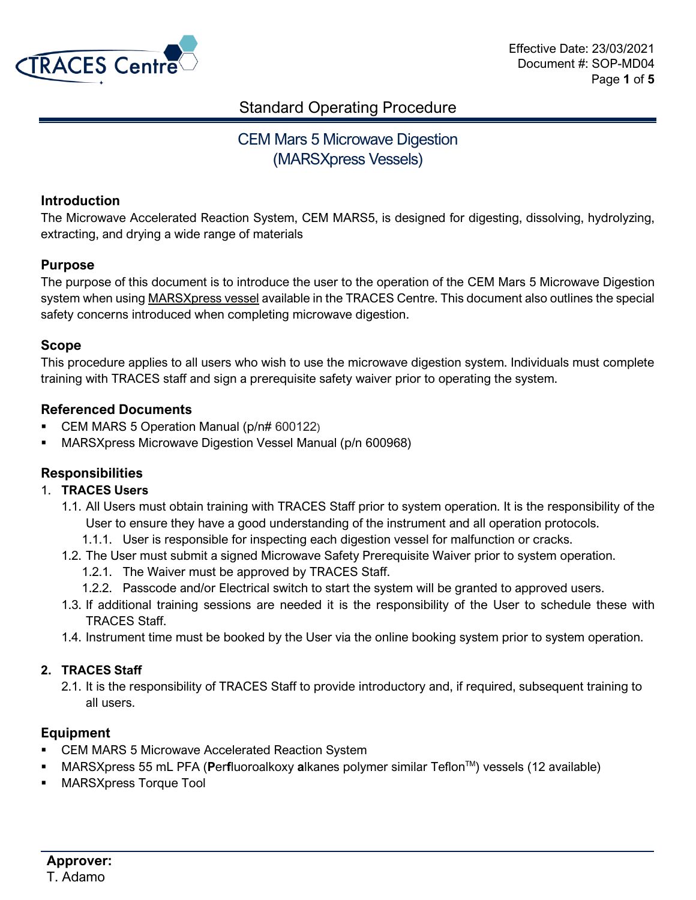# Standard Operating Procedure

## CEM Mars 5 Microwave Digestion (MARSXpress Vessels)

### Introduction

The Microwave Accelerated Reaction System, CEM MARS5, is designed for digesting, dissolving, hydrolyzing, extracting, and drying a wide range of materials

### Purpose

The purpose of this document is to introduce the user to the operation of the CEM Mars 5 Microwave Digestion system when using MARSXpress vessel available in the TRACES Centre. This document also outlines the special safety concerns introduced when completing microwave digestion.

### Scope

This procedure applies to all users who wish to use the microwave digestion system. Individuals must complete training with TRACES staff and sign a prerequisite safety waiver prior to operating the system.

### Referenced Documents

- CEM MARS 5 Operation Manual (p/n# 600122)
- MARSXpress Microwave Digestion Vessel Manual (p/n 600968)

### Responsibilities

1. **TRACES Users**
   - 1.1. All Users must obtain training with TRACES Staff prior to system operation. It is the responsibility of the User to ensure they have a good understanding of the instrument and all operation protocols.
     - 1.1.1. User is responsible for inspecting each digestion vessel for malfunction or cracks.
   - 1.2. The User must submit a signed Microwave Safety Prerequisite Waiver prior to system operation.
     - 1.2.1. The Waiver must be approved by TRACES Staff.
     - 1.2.2. Passcode and/or Electrical switch to start the system will be granted to approved users.
   - 1.3. If additional training sessions are needed it is the responsibility of the User to schedule these with TRACES Staff.
   - 1.4. Instrument time must be booked by the User via the online booking system prior to system operation.

2. **TRACES Staff**
   - 2.1. It is the responsibility of TRACES Staff to provide introductory and, if required, subsequent training to all users.

### Equipment

- CEM MARS 5 Microwave Accelerated Reaction System
- MARSXpress 55 mL PFA (**P**er**f**luoroalkoxy **a**lkanes polymer similar Teflon™) vessels (12 available)
- MARSXpress Torque Tool

**Approver:**
T. Adamo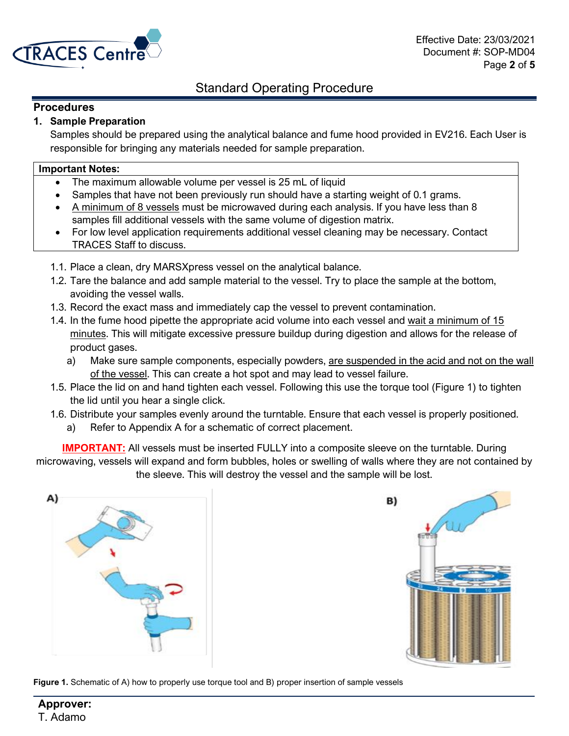## Procedures

### 1. Sample Preparation

Samples should be prepared using the analytical balance and fume hood provided in EV216. Each User is responsible for bringing any materials needed for sample preparation.

| Important Notes: |
| --- |
| • The maximum allowable volume per vessel is 25 mL of liquid<br>• Samples that have not been previously run should have a starting weight of 0.1 grams.<br>• A minimum of 8 vessels must be microwaved during each analysis. If you have less than 8 samples fill additional vessels with the same volume of digestion matrix.<br>• For low level application requirements additional vessel cleaning may be necessary. Contact TRACES Staff to discuss. |

1.1. Place a clean, dry MARSXpress vessel on the analytical balance.

1.2. Tare the balance and add sample material to the vessel. Try to place the sample at the bottom, avoiding the vessel walls.

1.3. Record the exact mass and immediately cap the vessel to prevent contamination.

1.4. In the fume hood pipette the appropriate acid volume into each vessel and wait a minimum of 15 minutes. This will mitigate excessive pressure buildup during digestion and allows for the release of product gases.

  a) Make sure sample components, especially powders, are suspended in the acid and not on the wall of the vessel. This can create a hot spot and may lead to vessel failure.

1.5. Place the lid on and hand tighten each vessel. Following this use the torque tool (Figure 1) to tighten the lid until you hear a single click.

1.6. Distribute your samples evenly around the turntable. Ensure that each vessel is properly positioned.

  a) Refer to Appendix A for a schematic of correct placement.

**IMPORTANT:** All vessels must be inserted FULLY into a composite sleeve on the turntable. During microwaving, vessels will expand and form bubbles, holes or swelling of walls where they are not contained by the sleeve. This will destroy the vessel and the sample will be lost.

**Figure 1.** Schematic of A) how to properly use torque tool and B) proper insertion of sample vessels

**Approver:**
T. Adamo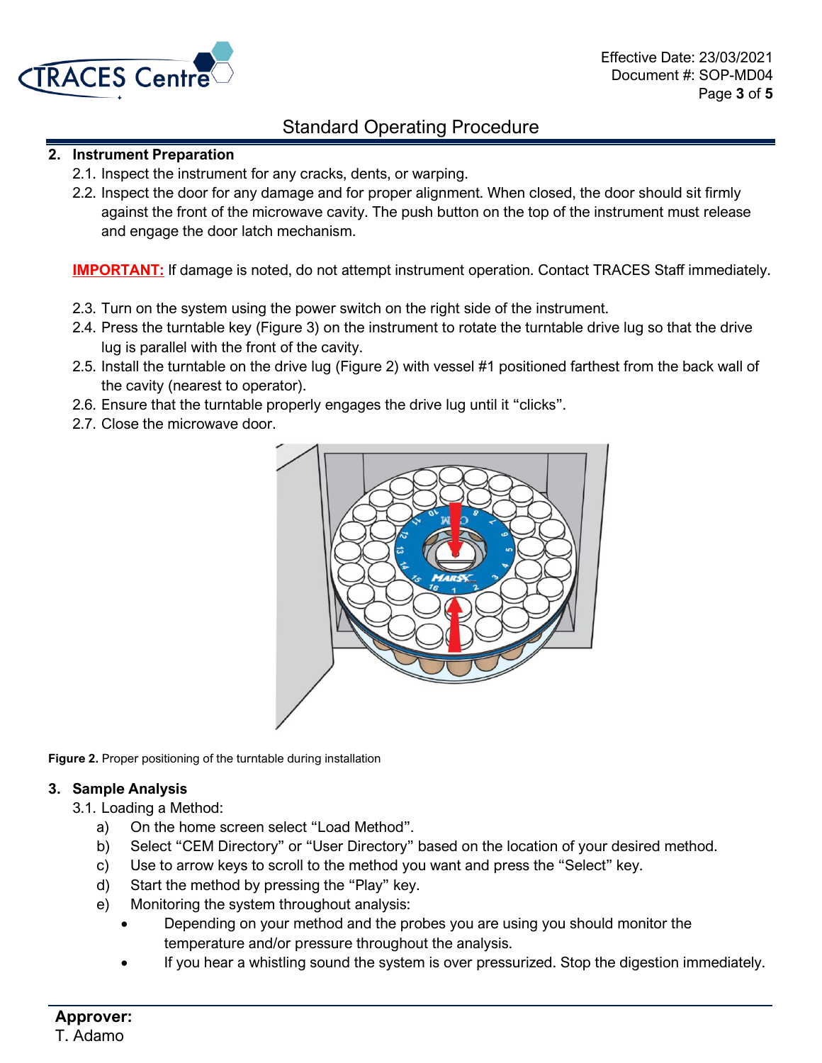## 2. Instrument Preparation

2.1. Inspect the instrument for any cracks, dents, or warping.

2.2. Inspect the door for any damage and for proper alignment. When closed, the door should sit firmly against the front of the microwave cavity. The push button on the top of the instrument must release and engage the door latch mechanism.

**IMPORTANT:** If damage is noted, do not attempt instrument operation. Contact TRACES Staff immediately.

2.3. Turn on the system using the power switch on the right side of the instrument.

2.4. Press the turntable key (Figure 3) on the instrument to rotate the turntable drive lug so that the drive lug is parallel with the front of the cavity.

2.5. Install the turntable on the drive lug (Figure 2) with vessel #1 positioned farthest from the back wall of the cavity (nearest to operator).

2.6. Ensure that the turntable properly engages the drive lug until it “clicks”.

2.7. Close the microwave door.

**Figure 2.** Proper positioning of the turntable during installation

## 3. Sample Analysis

3.1. Loading a Method:

a) On the home screen select “Load Method”.

b) Select “CEM Directory” or “User Directory” based on the location of your desired method.

c) Use to arrow keys to scroll to the method you want and press the “Select” key.

d) Start the method by pressing the “Play” key.

e) Monitoring the system throughout analysis:

- Depending on your method and the probes you are using you should monitor the temperature and/or pressure throughout the analysis.
- If you hear a whistling sound the system is over pressurized. Stop the digestion immediately.

**Approver:**
T. Adamo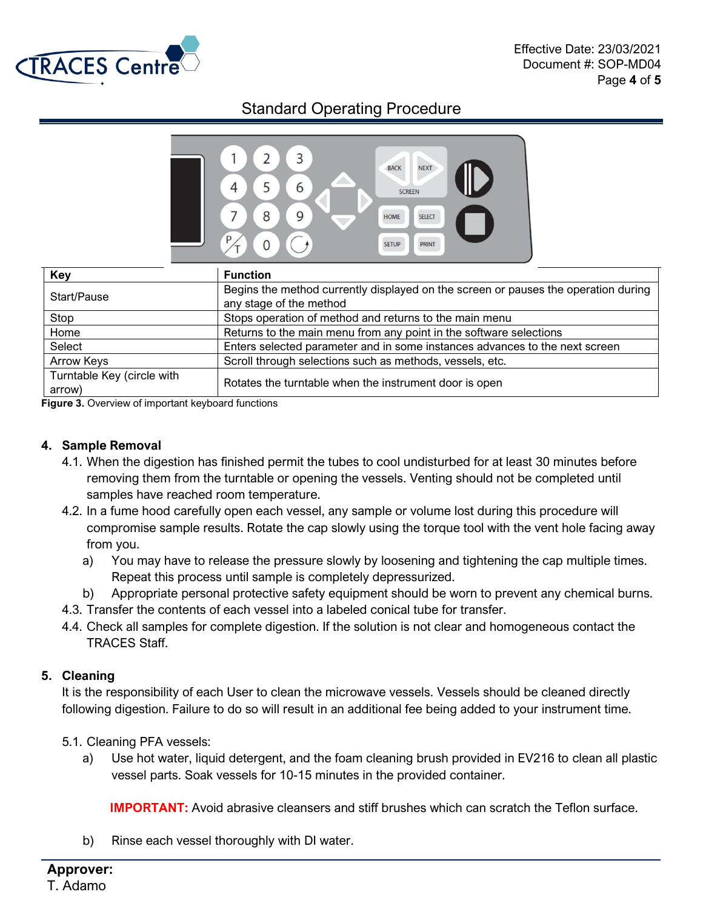| Key | Function |
|---|---|
| Start/Pause | Begins the method currently displayed on the screen or pauses the operation during any stage of the method |
| Stop | Stops operation of method and returns to the main menu |
| Home | Returns to the main menu from any point in the software selections |
| Select | Enters selected parameter and in some instances advances to the next screen |
| Arrow Keys | Scroll through selections such as methods, vessels, etc. |
| Turntable Key (circle with arrow) | Rotates the turntable when the instrument door is open |

**Figure 3.** Overview of important keyboard functions

## 4. Sample Removal

4.1. When the digestion has finished permit the tubes to cool undisturbed for at least 30 minutes before removing them from the turntable or opening the vessels. Venting should not be completed until samples have reached room temperature.

4.2. In a fume hood carefully open each vessel, any sample or volume lost during this procedure will compromise sample results. Rotate the cap slowly using the torque tool with the vent hole facing away from you.

a) You may have to release the pressure slowly by loosening and tightening the cap multiple times. Repeat this process until sample is completely depressurized.

b) Appropriate personal protective safety equipment should be worn to prevent any chemical burns.

4.3. Transfer the contents of each vessel into a labeled conical tube for transfer.

4.4. Check all samples for complete digestion. If the solution is not clear and homogeneous contact the TRACES Staff.

## 5. Cleaning

It is the responsibility of each User to clean the microwave vessels. Vessels should be cleaned directly following digestion. Failure to do so will result in an additional fee being added to your instrument time.

5.1. Cleaning PFA vessels:

a) Use hot water, liquid detergent, and the foam cleaning brush provided in EV216 to clean all plastic vessel parts. Soak vessels for 10-15 minutes in the provided container.

**IMPORTANT:** Avoid abrasive cleansers and stiff brushes which can scratch the Teflon surface.

b) Rinse each vessel thoroughly with DI water.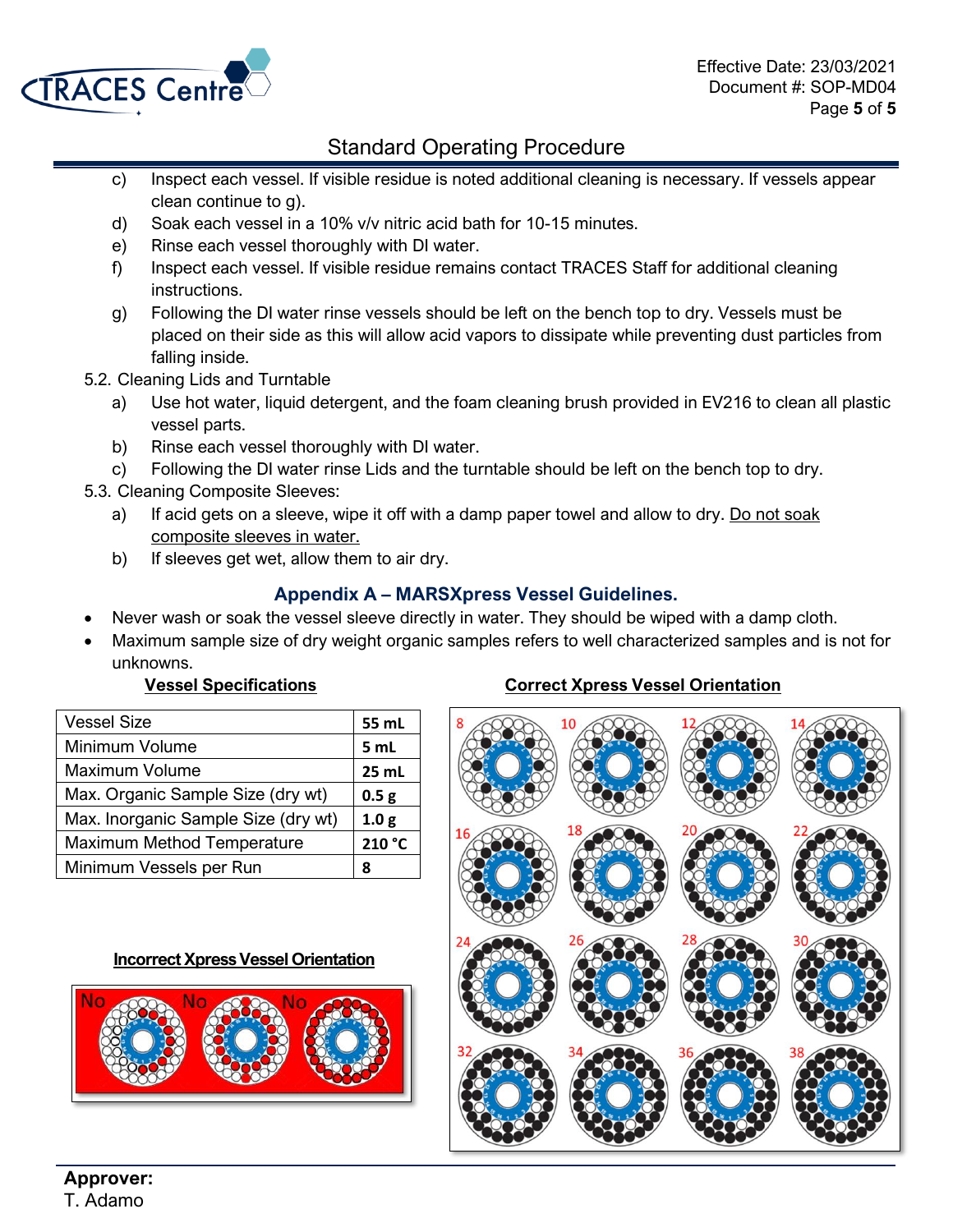## Standard Operating Procedure

   c) Inspect each vessel. If visible residue is noted additional cleaning is necessary. If vessels appear clean continue to g).
   d) Soak each vessel in a 10% v/v nitric acid bath for 10-15 minutes.
   e) Rinse each vessel thoroughly with DI water.
   f) Inspect each vessel. If visible residue remains contact TRACES Staff for additional cleaning instructions.
   g) Following the DI water rinse vessels should be left on the bench top to dry. Vessels must be placed on their side as this will allow acid vapors to dissipate while preventing dust particles from falling inside.

5.2. Cleaning Lids and Turntable

   a) Use hot water, liquid detergent, and the foam cleaning brush provided in EV216 to clean all plastic vessel parts.
   b) Rinse each vessel thoroughly with DI water.
   c) Following the DI water rinse Lids and the turntable should be left on the bench top to dry.

5.3. Cleaning Composite Sleeves:

   a) If acid gets on a sleeve, wipe it off with a damp paper towel and allow to dry. <u>Do not soak composite sleeves in water.</u>
   b) If sleeves get wet, allow them to air dry.

### Appendix A – MARSXpress Vessel Guidelines.

- Never wash or soak the vessel sleeve directly in water. They should be wiped with a damp cloth.
- Maximum sample size of dry weight organic samples refers to well characterized samples and is not for unknowns.

**<u>Vessel Specifications</u>**

| | |
|---|---|
| Vessel Size | **55 mL** |
| Minimum Volume | **5 mL** |
| Maximum Volume | **25 mL** |
| Max. Organic Sample Size (dry wt) | **0.5 g** |
| Max. Inorganic Sample Size (dry wt) | **1.0 g** |
| Maximum Method Temperature | **210 °C** |
| Minimum Vessels per Run | **8** |

**<u>Correct Xpress Vessel Orientation</u>**

8 10 12 14
16 18 20 22
24 26 28 30
32 34 36 38

**<u>Incorrect Xpress Vessel Orientation</u>**

No No No

**Approver:**
T. Adamo